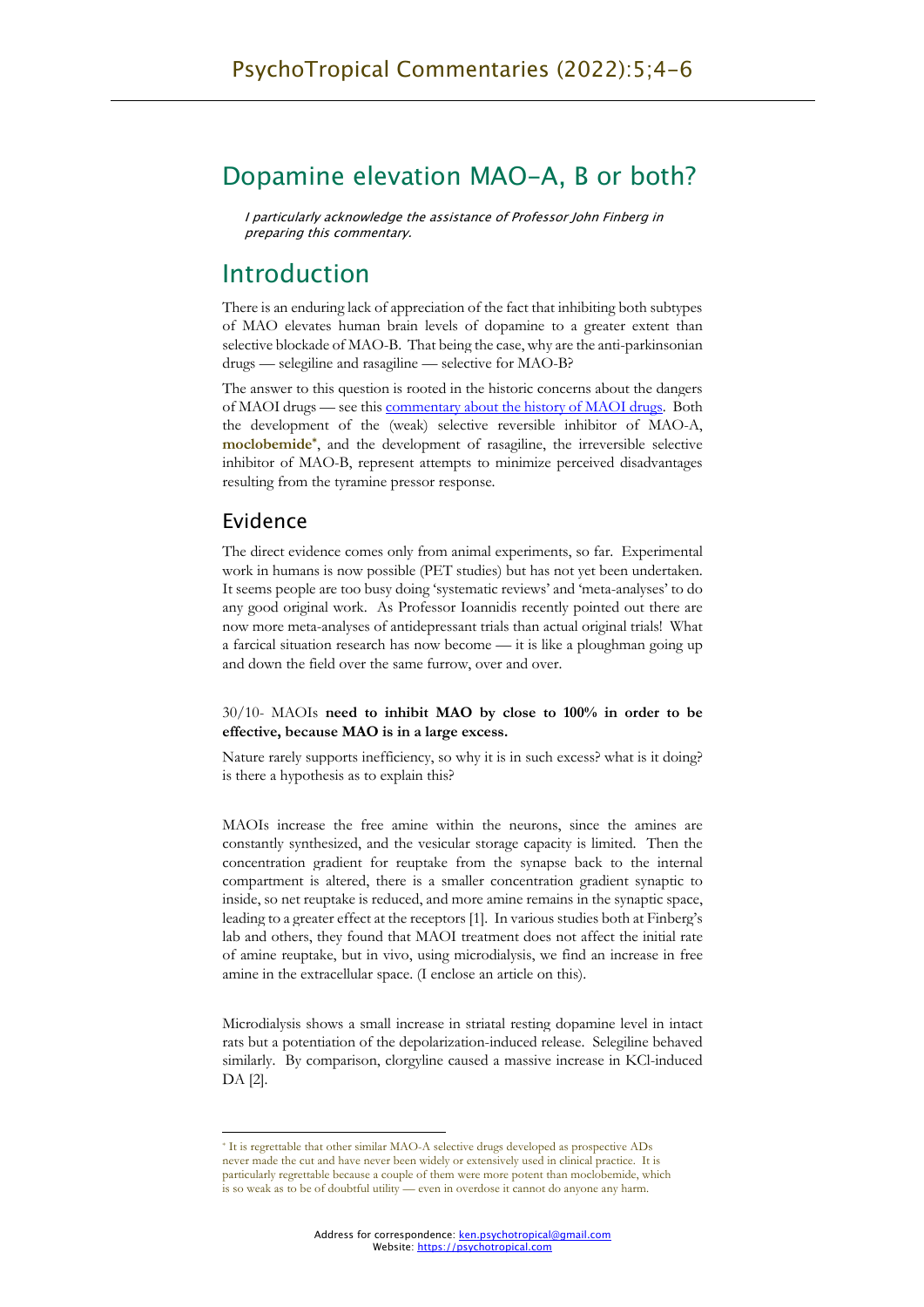# Dopamine elevation MAO-A, B or both?

*I particularly acknowledge the assistance of Professor John Finberg in preparing this commentary.*

# Introduction

There is an enduring lack of appreciation of the fact that inhibiting both subtypes of MAO elevates human brain levels of dopamine to a greater extent than selective blockade of MAO-B. That being the case, why are the anti-parkinsonian drugs — selegiline and rasagiline — selective for MAO-B?

The answer to this question is rooted in the historic concerns about the dangers of MAOI drugs — see this [commentary about the history of MAOI drugs](). Both the development of the (weak) selective reversible inhibitor of MAO-A, **moclobemide***, and the development of rasagiline, the irreversible selective inhibitor of MAO-B, represent attempts to minimize perceived disadvantages resulting from the tyramine pressor response.

## Evidence

The direct evidence comes only from animal experiments, so far. Experimental work in humans is now possible (PET studies) but has not yet been undertaken. It seems people are too busy doing 'systematic reviews' and 'meta-analyses' to do any good original work. As Professor Ioannidis recently pointed out there are now more meta-analyses of antidepressant trials than actual original trials! What a farcical situation research has now become — it is like a ploughman going up and down the field over the same furrow, over and over.

30/10- MAOIs **need to inhibit MAO by close to 100% in order to be effective, because MAO is in a large excess.**

Nature rarely supports inefficiency, so why it is in such excess? what is it doing? is there a hypothesis as to explain this?

MAOIs increase the free amine within the neurons, since the amines are constantly synthesized, and the vesicular storage capacity is limited. Then the concentration gradient for reuptake from the synapse back to the internal compartment is altered, there is a smaller concentration gradient synaptic to inside, so net reuptake is reduced, and more amine remains in the synaptic space, leading to a greater effect at the receptors [1]. In various studies both at Finberg's lab and others, they found that MAOI treatment does not affect the initial rate of amine reuptake, but in vivo, using microdialysis, we find an increase in free amine in the extracellular space. (I enclose an article on this).

Microdialysis shows a small increase in striatal resting dopamine level in intact rats but a potentiation of the depolarization-induced release. Selegiline behaved similarly. By comparison, clorgyline caused a massive increase in KCl-induced DA [2].

* It is regrettable that other similar MAO-A selective drugs developed as prospective ADs never made the cut and have never been widely or extensively used in clinical practice. It is particularly regrettable because a couple of them were more potent than moclobemide, which is so weak as to be of doubtful utility — even in overdose it cannot do anyone any harm.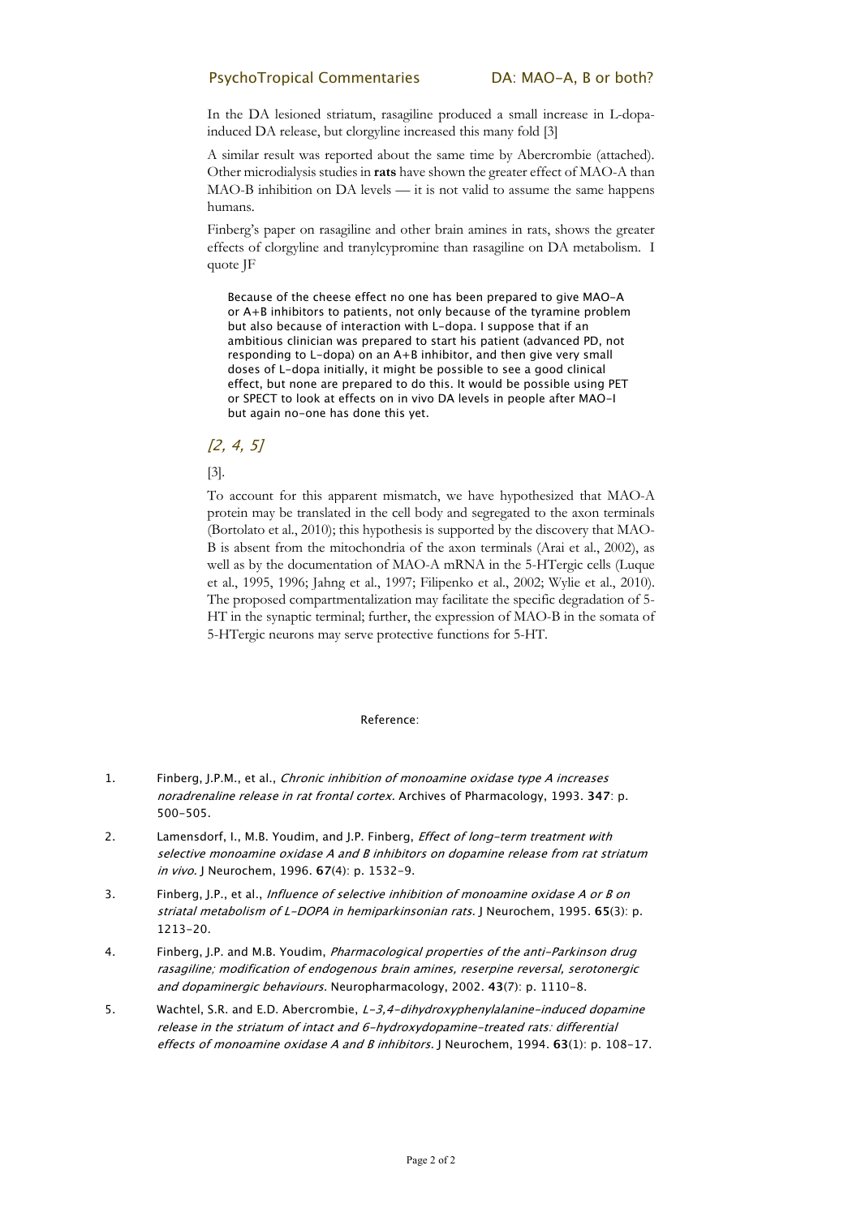In the DA lesioned striatum, rasagiline produced a small increase in L-dopa-induced DA release, but clorgyline increased this many fold [3]

A similar result was reported about the same time by Abercrombie (attached). Other microdialysis studies in **rats** have shown the greater effect of MAO-A than MAO-B inhibition on DA levels — it is not valid to assume the same happens humans.

Finberg's paper on rasagiline and other brain amines in rats, shows the greater effects of clorgyline and tranylcypromine than rasagiline on DA metabolism. I quote JF

> Because of the cheese effect no one has been prepared to give MAO-A or A+B inhibitors to patients, not only because of the tyramine problem but also because of interaction with L-dopa. I suppose that if an ambitious clinician was prepared to start his patient (advanced PD, not responding to L-dopa) on an A+B inhibitor, and then give very small doses of L-dopa initially, it might be possible to see a good clinical effect, but none are prepared to do this. It would be possible using PET or SPECT to look at effects on in vivo DA levels in people after MAO-I but again no-one has done this yet.

*[2, 4, 5]*

[3].

To account for this apparent mismatch, we have hypothesized that MAO-A protein may be translated in the cell body and segregated to the axon terminals (Bortolato et al., 2010); this hypothesis is supported by the discovery that MAO-B is absent from the mitochondria of the axon terminals (Arai et al., 2002), as well as by the documentation of MAO-A mRNA in the 5-HTergic cells (Luque et al., 1995, 1996; Jahng et al., 1997; Filipenko et al., 2002; Wylie et al., 2010). The proposed compartmentalization may facilitate the specific degradation of 5-HT in the synaptic terminal; further, the expression of MAO-B in the somata of 5-HTergic neurons may serve protective functions for 5-HT.

Reference:

1. Finberg, J.P.M., et al., *Chronic inhibition of monoamine oxidase type A increases noradrenaline release in rat frontal cortex.* Archives of Pharmacology, 1993. **347**: p. 500-505.
2. Lamensdorf, I., M.B. Youdim, and J.P. Finberg, *Effect of long-term treatment with selective monoamine oxidase A and B inhibitors on dopamine release from rat striatum in vivo.* J Neurochem, 1996. **67**(4): p. 1532-9.
3. Finberg, J.P., et al., *Influence of selective inhibition of monoamine oxidase A or B on striatal metabolism of L-DOPA in hemiparkinsonian rats.* J Neurochem, 1995. **65**(3): p. 1213-20.
4. Finberg, J.P. and M.B. Youdim, *Pharmacological properties of the anti-Parkinson drug rasagiline; modification of endogenous brain amines, reserpine reversal, serotonergic and dopaminergic behaviours.* Neuropharmacology, 2002. **43**(7): p. 1110-8.
5. Wachtel, S.R. and E.D. Abercrombie, *L-3,4-dihydroxyphenylalanine-induced dopamine release in the striatum of intact and 6-hydroxydopamine-treated rats: differential effects of monoamine oxidase A and B inhibitors.* J Neurochem, 1994. **63**(1): p. 108-17.